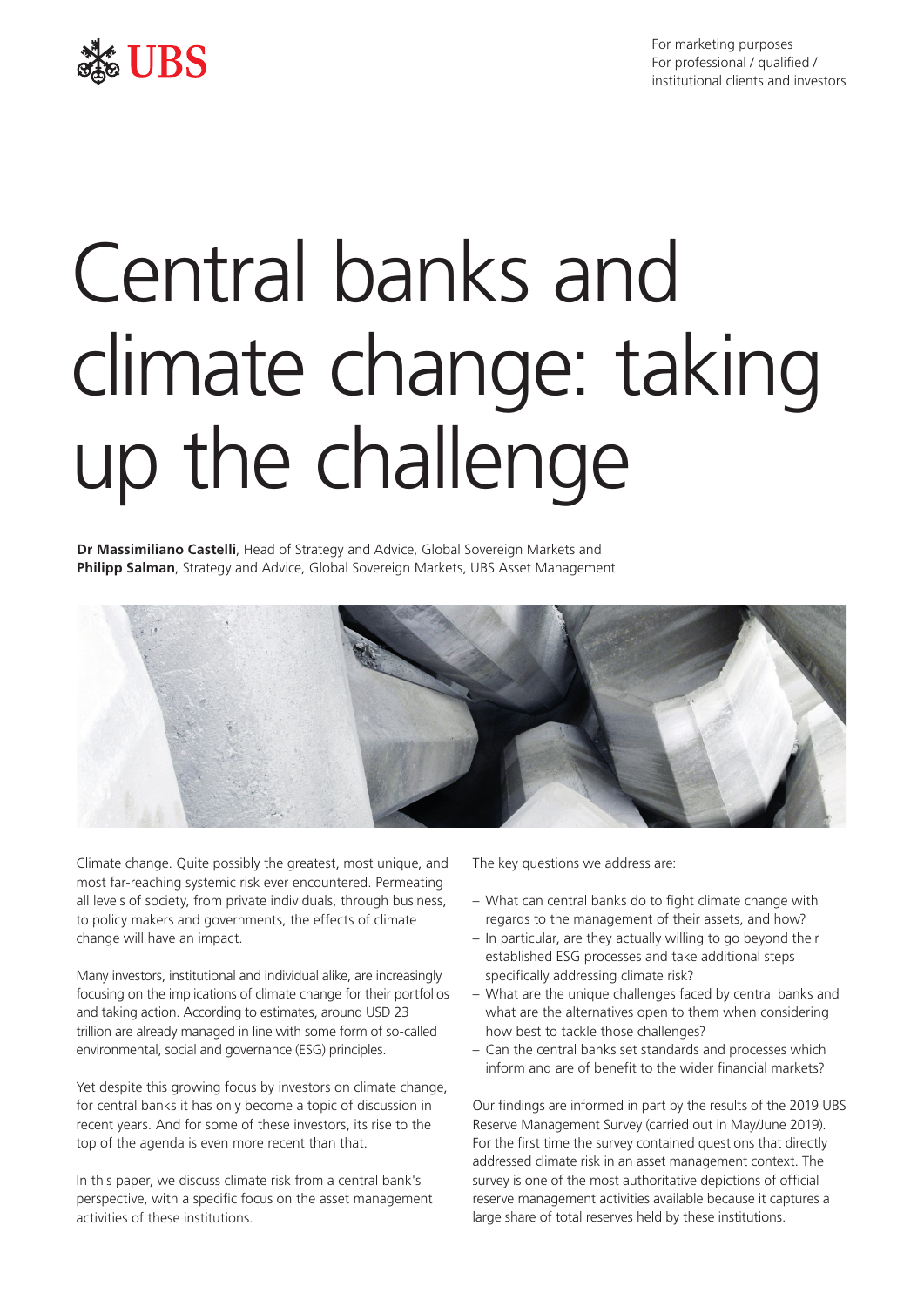For marketing purposes
For professional / qualified / institutional clients and investors

# Central banks and climate change: taking up the challenge

**Dr Massimiliano Castelli**, Head of Strategy and Advice, Global Sovereign Markets and **Philipp Salman**, Strategy and Advice, Global Sovereign Markets, UBS Asset Management

Climate change. Quite possibly the greatest, most unique, and most far-reaching systemic risk ever encountered. Permeating all levels of society, from private individuals, through business, to policy makers and governments, the effects of climate change will have an impact.

Many investors, institutional and individual alike, are increasingly focusing on the implications of climate change for their portfolios and taking action. According to estimates, around USD 23 trillion are already managed in line with some form of so-called environmental, social and governance (ESG) principles.

Yet despite this growing focus by investors on climate change, for central banks it has only become a topic of discussion in recent years. And for some of these investors, its rise to the top of the agenda is even more recent than that.

In this paper, we discuss climate risk from a central bank's perspective, with a specific focus on the asset management activities of these institutions.

The key questions we address are:

- What can central banks do to fight climate change with regards to the management of their assets, and how?
- In particular, are they actually willing to go beyond their established ESG processes and take additional steps specifically addressing climate risk?
- What are the unique challenges faced by central banks and what are the alternatives open to them when considering how best to tackle those challenges?
- Can the central banks set standards and processes which inform and are of benefit to the wider financial markets?

Our findings are informed in part by the results of the 2019 UBS Reserve Management Survey (carried out in May/June 2019). For the first time the survey contained questions that directly addressed climate risk in an asset management context. The survey is one of the most authoritative depictions of official reserve management activities available because it captures a large share of total reserves held by these institutions.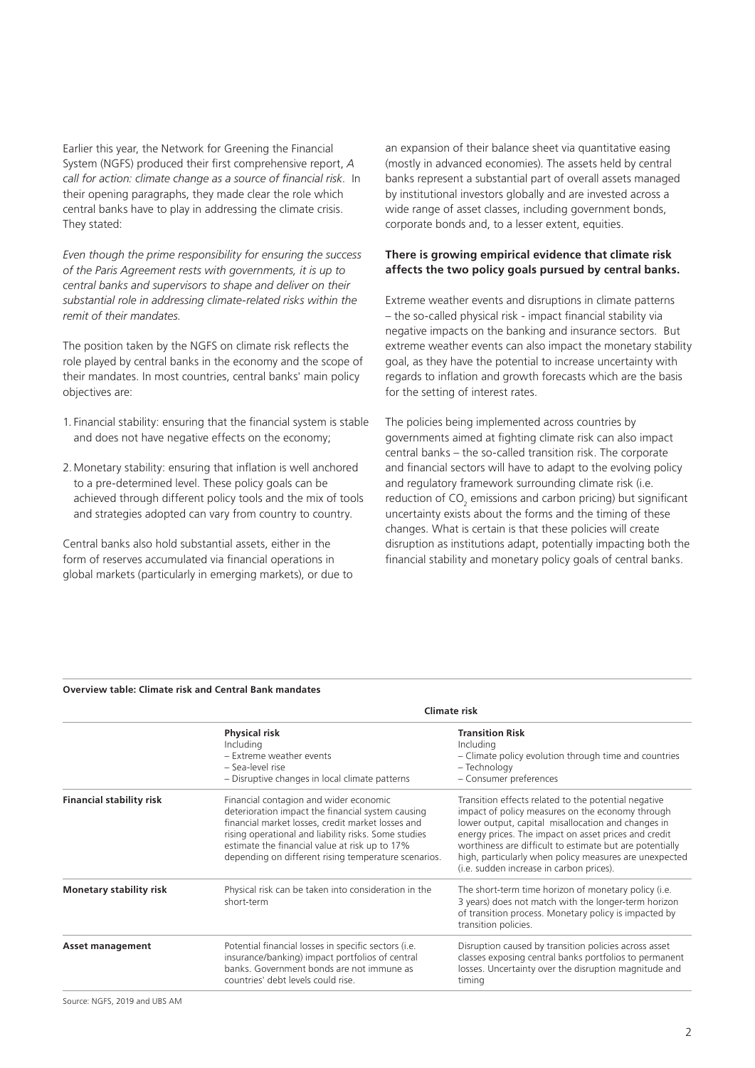Earlier this year, the Network for Greening the Financial System (NGFS) produced their first comprehensive report, *A call for action: climate change as a source of financial risk*. In their opening paragraphs, they made clear the role which central banks have to play in addressing the climate crisis. They stated:

*Even though the prime responsibility for ensuring the success of the Paris Agreement rests with governments, it is up to central banks and supervisors to shape and deliver on their substantial role in addressing climate-related risks within the remit of their mandates.*

The position taken by the NGFS on climate risk reflects the role played by central banks in the economy and the scope of their mandates. In most countries, central banks' main policy objectives are:

1. Financial stability: ensuring that the financial system is stable and does not have negative effects on the economy;
2. Monetary stability: ensuring that inflation is well anchored to a pre-determined level. These policy goals can be achieved through different policy tools and the mix of tools and strategies adopted can vary from country to country.

Central banks also hold substantial assets, either in the form of reserves accumulated via financial operations in global markets (particularly in emerging markets), or due to an expansion of their balance sheet via quantitative easing (mostly in advanced economies). The assets held by central banks represent a substantial part of overall assets managed by institutional investors globally and are invested across a wide range of asset classes, including government bonds, corporate bonds and, to a lesser extent, equities.

**There is growing empirical evidence that climate risk affects the two policy goals pursued by central banks.**

Extreme weather events and disruptions in climate patterns – the so-called physical risk - impact financial stability via negative impacts on the banking and insurance sectors. But extreme weather events can also impact the monetary stability goal, as they have the potential to increase uncertainty with regards to inflation and growth forecasts which are the basis for the setting of interest rates.

The policies being implemented across countries by governments aimed at fighting climate risk can also impact central banks – the so-called transition risk. The corporate and financial sectors will have to adapt to the evolving policy and regulatory framework surrounding climate risk (i.e. reduction of $CO_2$ emissions and carbon pricing) but significant uncertainty exists about the forms and the timing of these changes. What is certain is that these policies will create disruption as institutions adapt, potentially impacting both the financial stability and monetary policy goals of central banks.

**Overview table: Climate risk and Central Bank mandates**

| | Climate risk | |
|---|---|---|
| | **Physical risk**<br>Including<br>– Extreme weather events<br>– Sea-level rise<br>– Disruptive changes in local climate patterns | **Transition Risk**<br>Including<br>– Climate policy evolution through time and countries<br>– Technology<br>– Consumer preferences |
| **Financial stability risk** | Financial contagion and wider economic deterioration impact the financial system causing financial market losses, credit market losses and rising operational and liability risks. Some studies estimate the financial value at risk up to 17% depending on different rising temperature scenarios. | Transition effects related to the potential negative impact of policy measures on the economy through lower output, capital misallocation and changes in energy prices. The impact on asset prices and credit worthiness are difficult to estimate but are potentially high, particularly when policy measures are unexpected (i.e. sudden increase in carbon prices). |
| **Monetary stability risk** | Physical risk can be taken into consideration in the short-term | The short-term time horizon of monetary policy (i.e. 3 years) does not match with the longer-term horizon of transition process. Monetary policy is impacted by transition policies. |
| **Asset management** | Potential financial losses in specific sectors (i.e. insurance/banking) impact portfolios of central banks. Government bonds are not immune as countries' debt levels could rise. | Disruption caused by transition policies across asset classes exposing central banks portfolios to permanent losses. Uncertainty over the disruption magnitude and timing |

Source: NGFS, 2019 and UBS AM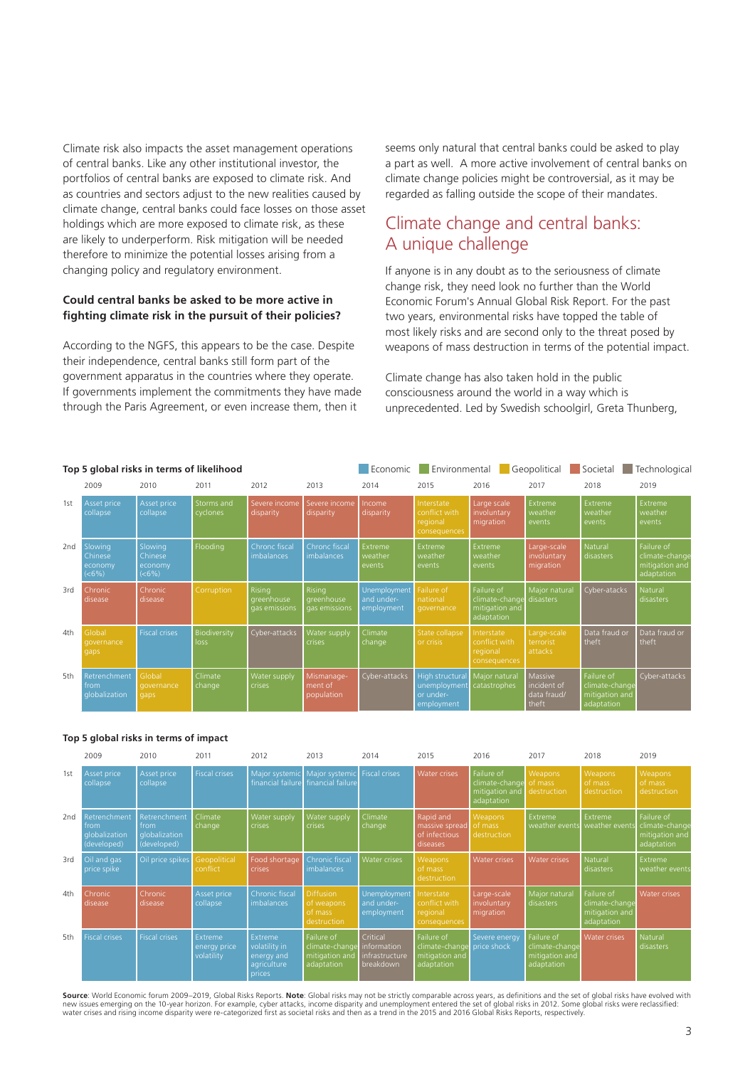Climate risk also impacts the asset management operations of central banks. Like any other institutional investor, the portfolios of central banks are exposed to climate risk. And as countries and sectors adjust to the new realities caused by climate change, central banks could face losses on those asset holdings which are more exposed to climate risk, as these are likely to underperform. Risk mitigation will be needed therefore to minimize the potential losses arising from a changing policy and regulatory environment.

**Could central banks be asked to be more active in fighting climate risk in the pursuit of their policies?**

According to the NGFS, this appears to be the case. Despite their independence, central banks still form part of the government apparatus in the countries where they operate. If governments implement the commitments they have made through the Paris Agreement, or even increase them, then it seems only natural that central banks could be asked to play a part as well. A more active involvement of central banks on climate change policies might be controversial, as it may be regarded as falling outside the scope of their mandates.

## Climate change and central banks: A unique challenge

If anyone is in any doubt as to the seriousness of climate change risk, they need look no further than the World Economic Forum's Annual Global Risk Report. For the past two years, environmental risks have topped the table of most likely risks and are second only to the threat posed by weapons of mass destruction in terms of the potential impact.

Climate change has also taken hold in the public consciousness around the world in a way which is unprecedented. Led by Swedish schoolgirl, Greta Thunberg,

**Top 5 global risks in terms of likelihood**

Legend: Economic | Environmental | Geopolitical | Societal | Technological

| | 2009 | 2010 | 2011 | 2012 | 2013 | 2014 | 2015 | 2016 | 2017 | 2018 | 2019 |
|---|---|---|---|---|---|---|---|---|---|---|---|
| 1st | Asset price collapse | Asset price collapse | Storms and cyclones | Severe income disparity | Severe income disparity | Income disparity | Interstate conflict with regional consequences | Large scale involuntary migration | Extreme weather events | Extreme weather events | Extreme weather events |
| 2nd | Slowing Chinese economy (<6%) | Slowing Chinese economy (<6%) | Flooding | Chronc fiscal imbalances | Chronc fiscal imbalances | Extreme weather events | Extreme weather events | Extreme weather events | Large-scale involuntary migration | Natural disasters | Failure of climate-change mitigation and adaptation |
| 3rd | Chronic disease | Chronic disease | Corruption | Rising greenhouse gas emissions | Rising greenhouse gas emissions | Unemployment and under-employment | Failure of national governance | Failure of climate-change mitigation and adaptation | Major natural disasters | Cyber-attacks | Natural disasters |
| 4th | Global governance gaps | Fiscal crises | Biodiversity loss | Cyber-attacks | Water supply crises | Climate change | State collapse or crisis | Interstate conflict with regional consequences | Large-scale terrorist attacks | Data fraud or theft | Data fraud or theft |
| 5th | Retrenchment from globalization | Global governance gaps | Climate change | Water supply crises | Mismanage-ment of population | Cyber-attacks | High structural unemployment or under-employment | Major natural catastrophes | Massive incident of data fraud/ theft | Failure of climate-change mitigation and adaptation | Cyber-attacks |

**Top 5 global risks in terms of impact**

| | 2009 | 2010 | 2011 | 2012 | 2013 | 2014 | 2015 | 2016 | 2017 | 2018 | 2019 |
|---|---|---|---|---|---|---|---|---|---|---|---|
| 1st | Asset price collapse | Asset price collapse | Fiscal crises | Major systemic financial failure | Major systemic financial failure | Fiscal crises | Water crises | Failure of climate-change mitigation and adaptation | Weapons of mass destruction | Weapons of mass destruction | Weapons of mass destruction |
| 2nd | Retrenchment from globalization (developed) | Retrenchment from globalization (developed) | Climate change | Water supply crises | Water supply crises | Climate change | Rapid and massive spread of infectious diseases | Weapons of mass destruction | Extreme weather events | Extreme weather events | Failure of climate-change mitigation and adaptation |
| 3rd | Oil and gas price spike | Oil price spikes | Geopolitical conflict | Food shortage crises | Chronic fiscal imbalances | Water crises | Weapons of mass destruction | Water crises | Water crises | Natural disasters | Extreme weather events |
| 4th | Chronic disease | Chronic disease | Asset price collapse | Chronic fiscal imbalances | Diffusion of weapons of mass destruction | Unemployment and under-employment | Interstate conflict with regional consequences | Large-scale involuntary migration | Major natural disasters | Failure of climate-change mitigation and adaptation | Water crises |
| 5th | Fiscal crises | Fiscal crises | Extreme energy price volatility | Extreme volatility in energy and agriculture prices | Failure of climate-change mitigation and adaptation | Critical information infrastructure breakdown | Failure of climate-change mitigation and adaptation | Severe energy price shock | Failure of climate-change mitigation and adaptation | Water crises | Natural disasters |

**Source**: World Economic forum 2009–2019, Global Risks Reports. **Note**: Global risks may not be strictly comparable across years, as definitions and the set of global risks have evolved with new issues emerging on the 10-year horizon. For example, cyber attacks, income disparity and unemployment entered the set of global risks in 2012. Some global risks were reclassified: water crises and rising income disparity were re-categorized first as societal risks and then as a trend in the 2015 and 2016 Global Risks Reports, respectively.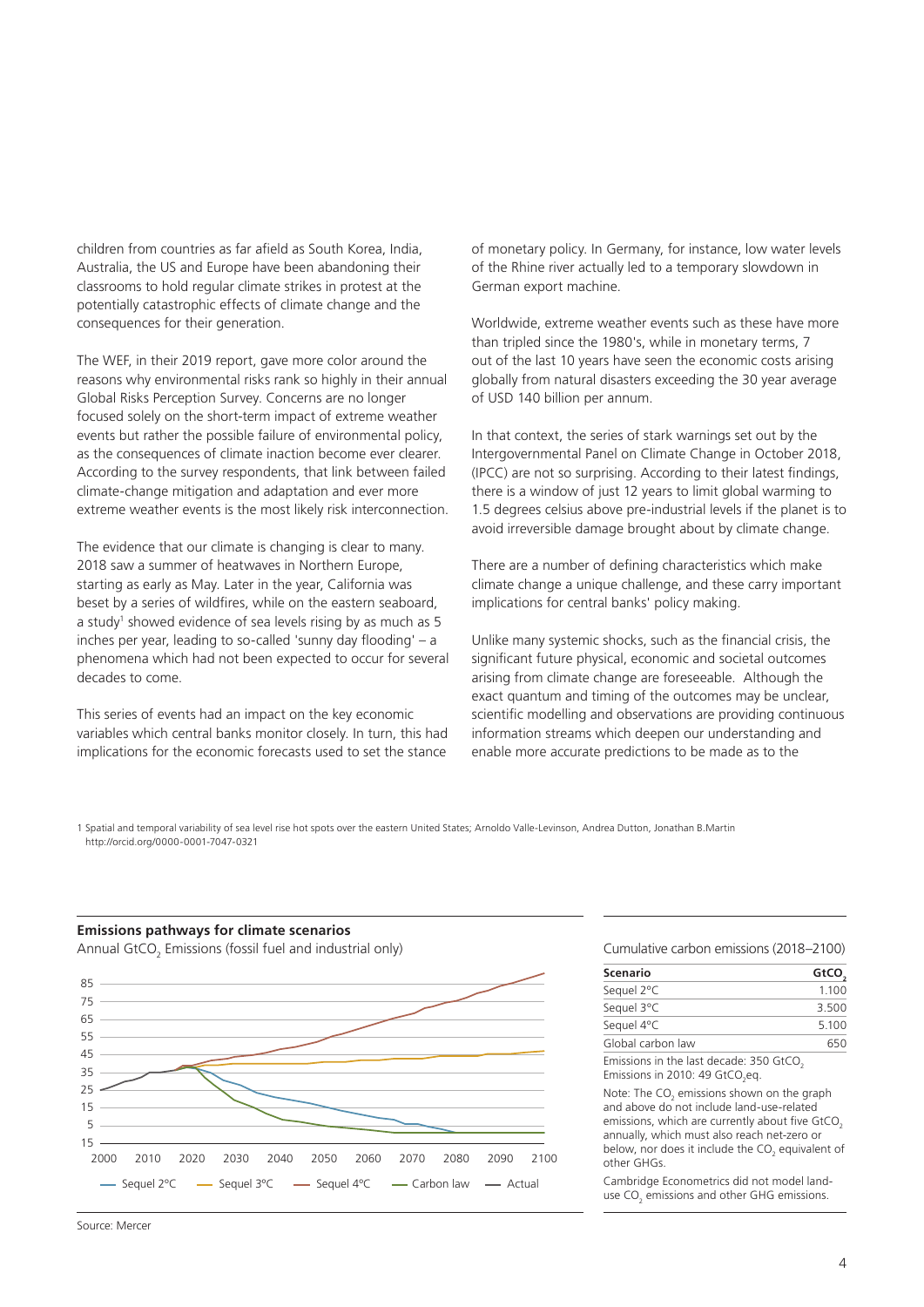children from countries as far afield as South Korea, India, Australia, the US and Europe have been abandoning their classrooms to hold regular climate strikes in protest at the potentially catastrophic effects of climate change and the consequences for their generation.

The WEF, in their 2019 report, gave more color around the reasons why environmental risks rank so highly in their annual Global Risks Perception Survey. Concerns are no longer focused solely on the short-term impact of extreme weather events but rather the possible failure of environmental policy, as the consequences of climate inaction become ever clearer. According to the survey respondents, that link between failed climate-change mitigation and adaptation and ever more extreme weather events is the most likely risk interconnection.

The evidence that our climate is changing is clear to many. 2018 saw a summer of heatwaves in Northern Europe, starting as early as May. Later in the year, California was beset by a series of wildfires, while on the eastern seaboard, a study[1] showed evidence of sea levels rising by as much as 5 inches per year, leading to so-called 'sunny day flooding' – a phenomena which had not been expected to occur for several decades to come.

This series of events had an impact on the key economic variables which central banks monitor closely. In turn, this had implications for the economic forecasts used to set the stance of monetary policy. In Germany, for instance, low water levels of the Rhine river actually led to a temporary slowdown in German export machine.

Worldwide, extreme weather events such as these have more than tripled since the 1980's, while in monetary terms, 7 out of the last 10 years have seen the economic costs arising globally from natural disasters exceeding the 30 year average of USD 140 billion per annum.

In that context, the series of stark warnings set out by the Intergovernmental Panel on Climate Change in October 2018, (IPCC) are not so surprising. According to their latest findings, there is a window of just 12 years to limit global warming to 1.5 degrees celsius above pre-industrial levels if the planet is to avoid irreversible damage brought about by climate change.

There are a number of defining characteristics which make climate change a unique challenge, and these carry important implications for central banks' policy making.

Unlike many systemic shocks, such as the financial crisis, the significant future physical, economic and societal outcomes arising from climate change are foreseeable. Although the exact quantum and timing of the outcomes may be unclear, scientific modelling and observations are providing continuous information streams which deepen our understanding and enable more accurate predictions to be made as to the

1 Spatial and temporal variability of sea level rise hot spots over the eastern United States; Arnoldo Valle-Levinson, Andrea Dutton, Jonathan B.Martin http://orcid.org/0000-0001-7047-0321

**Emissions pathways for climate scenarios**

Annual $GtCO_2$ Emissions (fossil fuel and industrial only)

Legend: Sequel 2°C, Sequel 3°C, Sequel 4°C, Carbon law, Actual

Source: Mercer

Cumulative carbon emissions (2018–2100)

| Scenario | $GtCO_2$ |
|---|---|
| Sequel 2°C | 1.100 |
| Sequel 3°C | 3.500 |
| Sequel 4°C | 5.100 |
| Global carbon law | 650 |

Emissions in the last decade: 350 $GtCO_2$
Emissions in 2010: 49 $GtCO_2eq$.

Note: The $CO_2$ emissions shown on the graph and above do not include land-use-related emissions, which are currently about five $GtCO_2$ annually, which must also reach net-zero or below, nor does it include the $CO_2$ equivalent of other GHGs.

Cambridge Econometrics did not model land-use $CO_2$ emissions and other GHG emissions.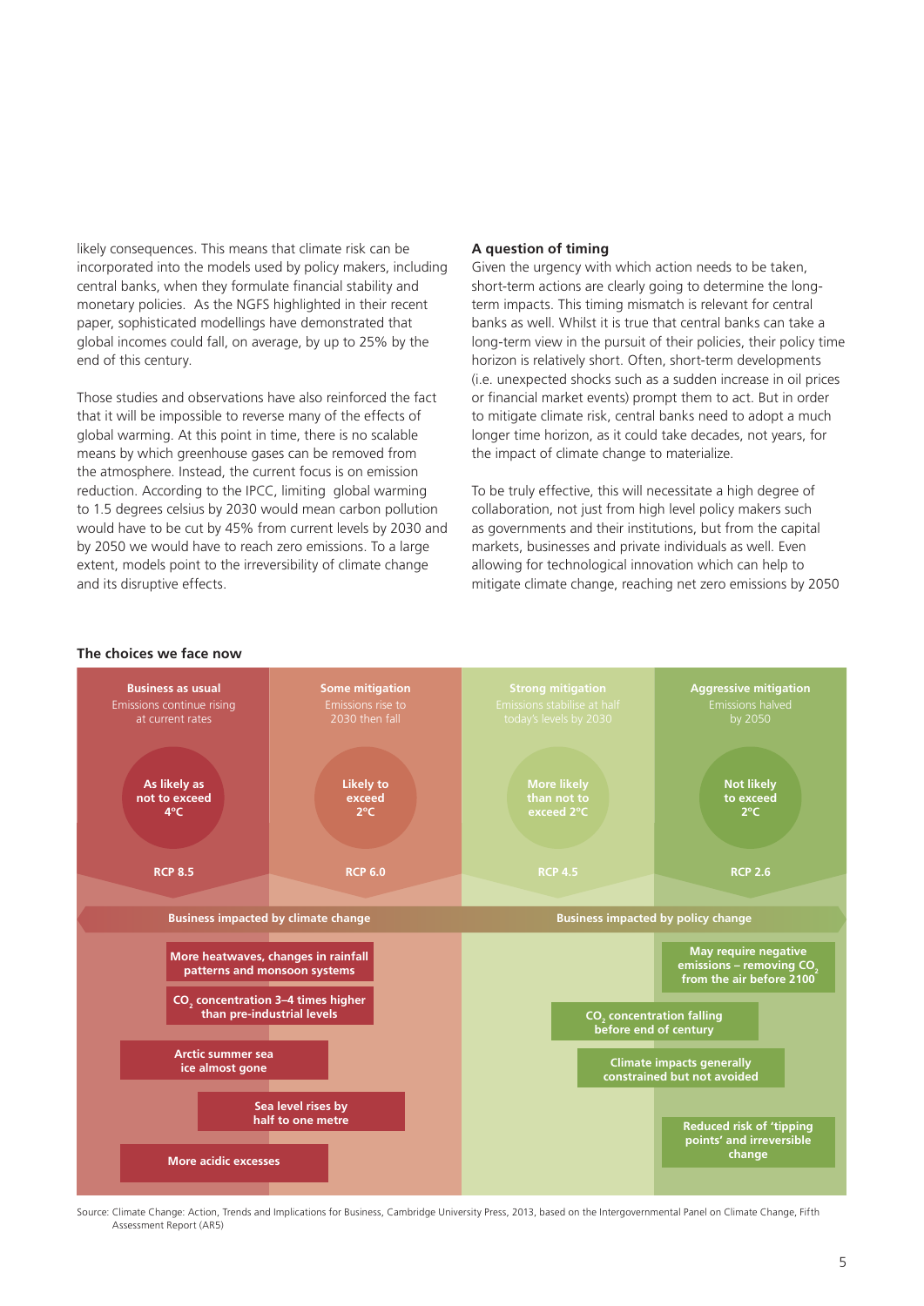likely consequences. This means that climate risk can be incorporated into the models used by policy makers, including central banks, when they formulate financial stability and monetary policies. As the NGFS highlighted in their recent paper, sophisticated modellings have demonstrated that global incomes could fall, on average, by up to 25% by the end of this century.

Those studies and observations have also reinforced the fact that it will be impossible to reverse many of the effects of global warming. At this point in time, there is no scalable means by which greenhouse gases can be removed from the atmosphere. Instead, the current focus is on emission reduction. According to the IPCC, limiting global warming to 1.5 degrees celsius by 2030 would mean carbon pollution would have to be cut by 45% from current levels by 2030 and by 2050 we would have to reach zero emissions. To a large extent, models point to the irreversibility of climate change and its disruptive effects.

### A question of timing

Given the urgency with which action needs to be taken, short-term actions are clearly going to determine the long-term impacts. This timing mismatch is relevant for central banks as well. Whilst it is true that central banks can take a long-term view in the pursuit of their policies, their policy time horizon is relatively short. Often, short-term developments (i.e. unexpected shocks such as a sudden increase in oil prices or financial market events) prompt them to act. But in order to mitigate climate risk, central banks need to adopt a much longer time horizon, as it could take decades, not years, for the impact of climate change to materialize.

To be truly effective, this will necessitate a high degree of collaboration, not just from high level policy makers such as governments and their institutions, but from the capital markets, businesses and private individuals as well. Even allowing for technological innovation which can help to mitigate climate change, reaching net zero emissions by 2050

**The choices we face now**

| Business as usual | Some mitigation | Strong mitigation | Aggressive mitigation |
|---|---|---|---|
| Emissions continue rising at current rates | Emissions rise to 2030 then fall | Emissions stabilise at half today's levels by 2030 | Emissions halved by 2050 |
| As likely as not to exceed 4°C | Likely to exceed 2°C | More likely than not to exceed 2°C | Not likely to exceed 2°C |
| RCP 8.5 | RCP 6.0 | RCP 4.5 | RCP 2.6 |

**Business impacted by climate change**

- More heatwaves, changes in rainfall patterns and monsoon systems
- $CO_2$ concentration 3–4 times higher than pre-industrial levels
- Arctic summer sea ice almost gone
- Sea level rises by half to one metre
- More acidic excesses

**Business impacted by policy change**

- May require negative emissions – removing $CO_2$ from the air before 2100
- $CO_2$ concentration falling before end of century
- Climate impacts generally constrained but not avoided
- Reduced risk of 'tipping points' and irreversible change

Source: Climate Change: Action, Trends and Implications for Business, Cambridge University Press, 2013, based on the Intergovernmental Panel on Climate Change, Fifth Assessment Report (AR5)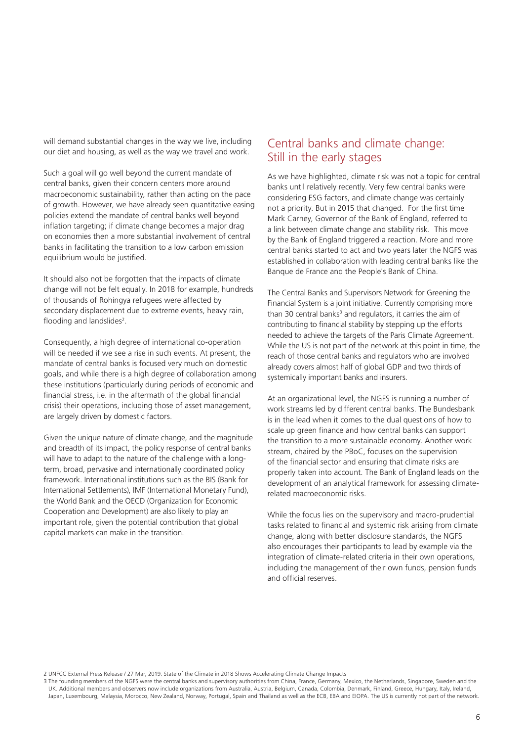will demand substantial changes in the way we live, including our diet and housing, as well as the way we travel and work.

Such a goal will go well beyond the current mandate of central banks, given their concern centers more around macroeconomic sustainability, rather than acting on the pace of growth. However, we have already seen quantitative easing policies extend the mandate of central banks well beyond inflation targeting; if climate change becomes a major drag on economies then a more substantial involvement of central banks in facilitating the transition to a low carbon emission equilibrium would be justified.

It should also not be forgotten that the impacts of climate change will not be felt equally. In 2018 for example, hundreds of thousands of Rohingya refugees were affected by secondary displacement due to extreme events, heavy rain, flooding and landslides[2].

Consequently, a high degree of international co-operation will be needed if we see a rise in such events. At present, the mandate of central banks is focused very much on domestic goals, and while there is a high degree of collaboration among these institutions (particularly during periods of economic and financial stress, i.e. in the aftermath of the global financial crisis) their operations, including those of asset management, are largely driven by domestic factors.

Given the unique nature of climate change, and the magnitude and breadth of its impact, the policy response of central banks will have to adapt to the nature of the challenge with a long-term, broad, pervasive and internationally coordinated policy framework. International institutions such as the BIS (Bank for International Settlements), IMF (International Monetary Fund), the World Bank and the OECD (Organization for Economic Cooperation and Development) are also likely to play an important role, given the potential contribution that global capital markets can make in the transition.

## Central banks and climate change: Still in the early stages

As we have highlighted, climate risk was not a topic for central banks until relatively recently. Very few central banks were considering ESG factors, and climate change was certainly not a priority. But in 2015 that changed. For the first time Mark Carney, Governor of the Bank of England, referred to a link between climate change and stability risk. This move by the Bank of England triggered a reaction. More and more central banks started to act and two years later the NGFS was established in collaboration with leading central banks like the Banque de France and the People's Bank of China.

The Central Banks and Supervisors Network for Greening the Financial System is a joint initiative. Currently comprising more than 30 central banks[3] and regulators, it carries the aim of contributing to financial stability by stepping up the efforts needed to achieve the targets of the Paris Climate Agreement. While the US is not part of the network at this point in time, the reach of those central banks and regulators who are involved already covers almost half of global GDP and two thirds of systemically important banks and insurers.

At an organizational level, the NGFS is running a number of work streams led by different central banks. The Bundesbank is in the lead when it comes to the dual questions of how to scale up green finance and how central banks can support the transition to a more sustainable economy. Another work stream, chaired by the PBoC, focuses on the supervision of the financial sector and ensuring that climate risks are properly taken into account. The Bank of England leads on the development of an analytical framework for assessing climate-related macroeconomic risks.

While the focus lies on the supervisory and macro-prudential tasks related to financial and systemic risk arising from climate change, along with better disclosure standards, the NGFS also encourages their participants to lead by example via the integration of climate-related criteria in their own operations, including the management of their own funds, pension funds and official reserves.

2 UNFCC External Press Release / 27 Mar, 2019. State of the Climate in 2018 Shows Accelerating Climate Change Impacts

3 The founding members of the NGFS were the central banks and supervisory authorities from China, France, Germany, Mexico, the Netherlands, Singapore, Sweden and the UK. Additional members and observers now include organizations from Australia, Austria, Belgium, Canada, Colombia, Denmark, Finland, Greece, Hungary, Italy, Ireland, Japan, Luxembourg, Malaysia, Morocco, New Zealand, Norway, Portugal, Spain and Thailand as well as the ECB, EBA and EIOPA. The US is currently not part of the network.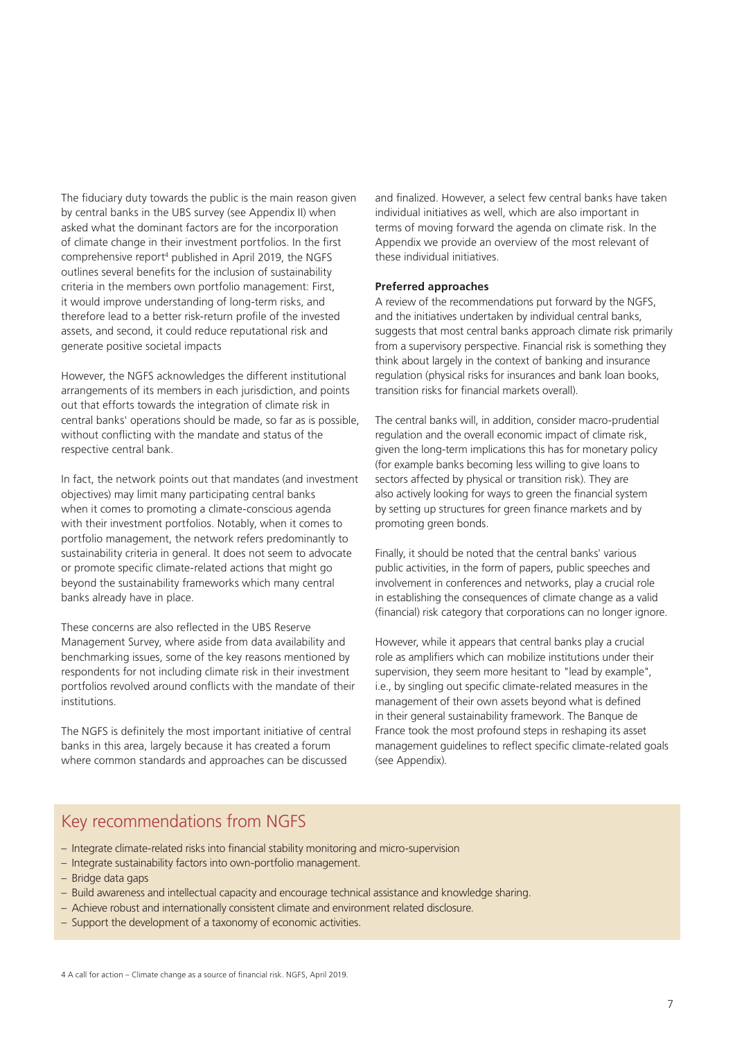The fiduciary duty towards the public is the main reason given by central banks in the UBS survey (see Appendix II) when asked what the dominant factors are for the incorporation of climate change in their investment portfolios. In the first comprehensive report[4] published in April 2019, the NGFS outlines several benefits for the inclusion of sustainability criteria in the members own portfolio management: First, it would improve understanding of long-term risks, and therefore lead to a better risk-return profile of the invested assets, and second, it could reduce reputational risk and generate positive societal impacts

However, the NGFS acknowledges the different institutional arrangements of its members in each jurisdiction, and points out that efforts towards the integration of climate risk in central banks' operations should be made, so far as is possible, without conflicting with the mandate and status of the respective central bank.

In fact, the network points out that mandates (and investment objectives) may limit many participating central banks when it comes to promoting a climate-conscious agenda with their investment portfolios. Notably, when it comes to portfolio management, the network refers predominantly to sustainability criteria in general. It does not seem to advocate or promote specific climate-related actions that might go beyond the sustainability frameworks which many central banks already have in place.

These concerns are also reflected in the UBS Reserve Management Survey, where aside from data availability and benchmarking issues, some of the key reasons mentioned by respondents for not including climate risk in their investment portfolios revolved around conflicts with the mandate of their institutions.

The NGFS is definitely the most important initiative of central banks in this area, largely because it has created a forum where common standards and approaches can be discussed and finalized. However, a select few central banks have taken individual initiatives as well, which are also important in terms of moving forward the agenda on climate risk. In the Appendix we provide an overview of the most relevant of these individual initiatives.

**Preferred approaches**

A review of the recommendations put forward by the NGFS, and the initiatives undertaken by individual central banks, suggests that most central banks approach climate risk primarily from a supervisory perspective. Financial risk is something they think about largely in the context of banking and insurance regulation (physical risks for insurances and bank loan books, transition risks for financial markets overall).

The central banks will, in addition, consider macro-prudential regulation and the overall economic impact of climate risk, given the long-term implications this has for monetary policy (for example banks becoming less willing to give loans to sectors affected by physical or transition risk). They are also actively looking for ways to green the financial system by setting up structures for green finance markets and by promoting green bonds.

Finally, it should be noted that the central banks' various public activities, in the form of papers, public speeches and involvement in conferences and networks, play a crucial role in establishing the consequences of climate change as a valid (financial) risk category that corporations can no longer ignore.

However, while it appears that central banks play a crucial role as amplifiers which can mobilize institutions under their supervision, they seem more hesitant to "lead by example", i.e., by singling out specific climate-related measures in the management of their own assets beyond what is defined in their general sustainability framework. The Banque de France took the most profound steps in reshaping its asset management guidelines to reflect specific climate-related goals (see Appendix).

## Key recommendations from NGFS

- Integrate climate-related risks into financial stability monitoring and micro-supervision
- Integrate sustainability factors into own-portfolio management.
- Bridge data gaps
- Build awareness and intellectual capacity and encourage technical assistance and knowledge sharing.
- Achieve robust and internationally consistent climate and environment related disclosure.
- Support the development of a taxonomy of economic activities.

4 A call for action – Climate change as a source of financial risk. NGFS, April 2019.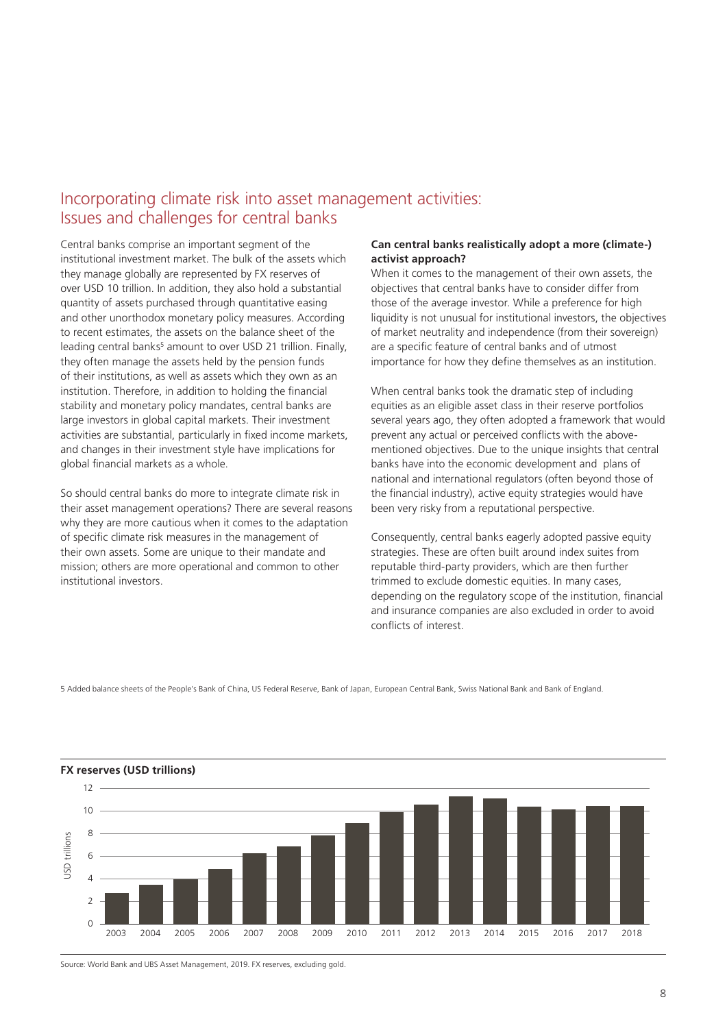## Incorporating climate risk into asset management activities: Issues and challenges for central banks

Central banks comprise an important segment of the institutional investment market. The bulk of the assets which they manage globally are represented by FX reserves of over USD 10 trillion. In addition, they also hold a substantial quantity of assets purchased through quantitative easing and other unorthodox monetary policy measures. According to recent estimates, the assets on the balance sheet of the leading central banks[5] amount to over USD 21 trillion. Finally, they often manage the assets held by the pension funds of their institutions, as well as assets which they own as an institution. Therefore, in addition to holding the financial stability and monetary policy mandates, central banks are large investors in global capital markets. Their investment activities are substantial, particularly in fixed income markets, and changes in their investment style have implications for global financial markets as a whole.

So should central banks do more to integrate climate risk in their asset management operations? There are several reasons why they are more cautious when it comes to the adaptation of specific climate risk measures in the management of their own assets. Some are unique to their mandate and mission; others are more operational and common to other institutional investors.

**Can central banks realistically adopt a more (climate-) activist approach?**

When it comes to the management of their own assets, the objectives that central banks have to consider differ from those of the average investor. While a preference for high liquidity is not unusual for institutional investors, the objectives of market neutrality and independence (from their sovereign) are a specific feature of central banks and of utmost importance for how they define themselves as an institution.

When central banks took the dramatic step of including equities as an eligible asset class in their reserve portfolios several years ago, they often adopted a framework that would prevent any actual or perceived conflicts with the above-mentioned objectives. Due to the unique insights that central banks have into the economic development and plans of national and international regulators (often beyond those of the financial industry), active equity strategies would have been very risky from a reputational perspective.

Consequently, central banks eagerly adopted passive equity strategies. These are often built around index suites from reputable third-party providers, which are then further trimmed to exclude domestic equities. In many cases, depending on the regulatory scope of the institution, financial and insurance companies are also excluded in order to avoid conflicts of interest.

5 Added balance sheets of the People's Bank of China, US Federal Reserve, Bank of Japan, European Central Bank, Swiss National Bank and Bank of England.

**FX reserves (USD trillions)**

| Year | USD trillions |
|---|---|
| 2003 | ~2.7 |
| 2004 | ~3.4 |
| 2005 | ~3.9 |
| 2006 | ~4.8 |
| 2007 | ~6.2 |
| 2008 | ~6.8 |
| 2009 | ~7.8 |
| 2010 | ~8.9 |
| 2011 | ~9.8 |
| 2012 | ~10.5 |
| 2013 | ~11.3 |
| 2014 | ~11.1 |
| 2015 | ~10.3 |
| 2016 | ~10.1 |
| 2017 | ~10.4 |
| 2018 | ~10.4 |

Source: World Bank and UBS Asset Management, 2019. FX reserves, excluding gold.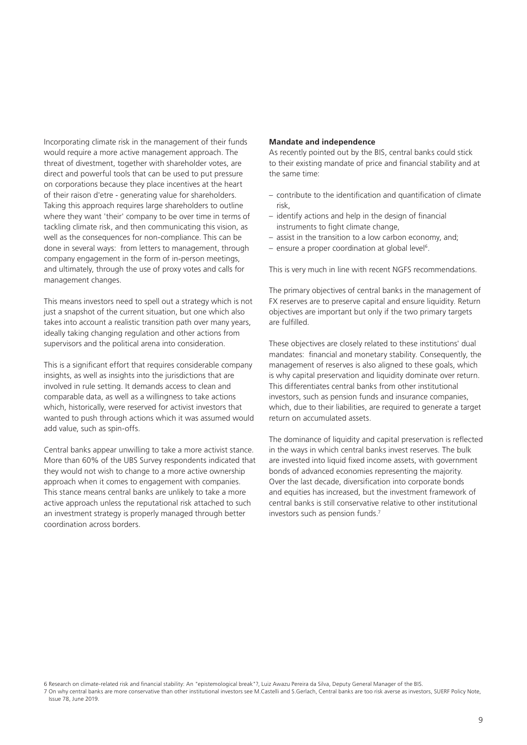Incorporating climate risk in the management of their funds would require a more active management approach. The threat of divestment, together with shareholder votes, are direct and powerful tools that can be used to put pressure on corporations because they place incentives at the heart of their raison d'etre - generating value for shareholders. Taking this approach requires large shareholders to outline where they want 'their' company to be over time in terms of tackling climate risk, and then communicating this vision, as well as the consequences for non-compliance. This can be done in several ways: from letters to management, through company engagement in the form of in-person meetings, and ultimately, through the use of proxy votes and calls for management changes.

This means investors need to spell out a strategy which is not just a snapshot of the current situation, but one which also takes into account a realistic transition path over many years, ideally taking changing regulation and other actions from supervisors and the political arena into consideration.

This is a significant effort that requires considerable company insights, as well as insights into the jurisdictions that are involved in rule setting. It demands access to clean and comparable data, as well as a willingness to take actions which, historically, were reserved for activist investors that wanted to push through actions which it was assumed would add value, such as spin-offs.

Central banks appear unwilling to take a more activist stance. More than 60% of the UBS Survey respondents indicated that they would not wish to change to a more active ownership approach when it comes to engagement with companies. This stance means central banks are unlikely to take a more active approach unless the reputational risk attached to such an investment strategy is properly managed through better coordination across borders.

**Mandate and independence**

As recently pointed out by the BIS, central banks could stick to their existing mandate of price and financial stability and at the same time:

- contribute to the identification and quantification of climate risk,
- identify actions and help in the design of financial instruments to fight climate change,
- assist in the transition to a low carbon economy, and;
- ensure a proper coordination at global level[6].

This is very much in line with recent NGFS recommendations.

The primary objectives of central banks in the management of FX reserves are to preserve capital and ensure liquidity. Return objectives are important but only if the two primary targets are fulfilled.

These objectives are closely related to these institutions' dual mandates: financial and monetary stability. Consequently, the management of reserves is also aligned to these goals, which is why capital preservation and liquidity dominate over return. This differentiates central banks from other institutional investors, such as pension funds and insurance companies, which, due to their liabilities, are required to generate a target return on accumulated assets.

The dominance of liquidity and capital preservation is reflected in the ways in which central banks invest reserves. The bulk are invested into liquid fixed income assets, with government bonds of advanced economies representing the majority. Over the last decade, diversification into corporate bonds and equities has increased, but the investment framework of central banks is still conservative relative to other institutional investors such as pension funds.[7]

6 Research on climate-related risk and financial stability: An "epistemological break"?, Luiz Awazu Pereira da Silva, Deputy General Manager of the BIS.

7 On why central banks are more conservative than other institutional investors see M.Castelli and S.Gerlach, Central banks are too risk averse as investors, SUERF Policy Note, Issue 78, June 2019.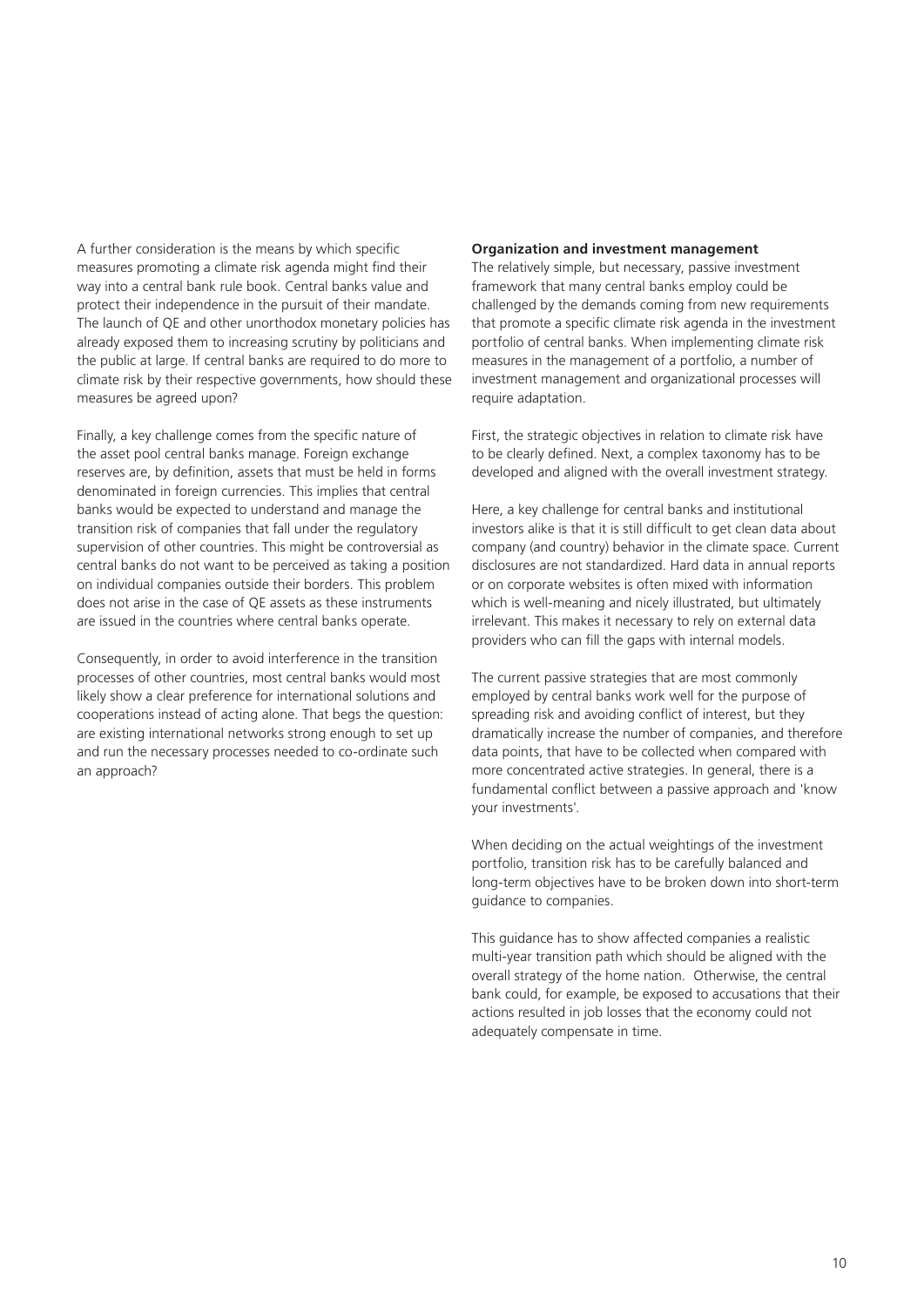A further consideration is the means by which specific measures promoting a climate risk agenda might find their way into a central bank rule book. Central banks value and protect their independence in the pursuit of their mandate. The launch of QE and other unorthodox monetary policies has already exposed them to increasing scrutiny by politicians and the public at large. If central banks are required to do more to climate risk by their respective governments, how should these measures be agreed upon?

Finally, a key challenge comes from the specific nature of the asset pool central banks manage. Foreign exchange reserves are, by definition, assets that must be held in forms denominated in foreign currencies. This implies that central banks would be expected to understand and manage the transition risk of companies that fall under the regulatory supervision of other countries. This might be controversial as central banks do not want to be perceived as taking a position on individual companies outside their borders. This problem does not arise in the case of QE assets as these instruments are issued in the countries where central banks operate.

Consequently, in order to avoid interference in the transition processes of other countries, most central banks would most likely show a clear preference for international solutions and cooperations instead of acting alone. That begs the question: are existing international networks strong enough to set up and run the necessary processes needed to co-ordinate such an approach?

**Organization and investment management**

The relatively simple, but necessary, passive investment framework that many central banks employ could be challenged by the demands coming from new requirements that promote a specific climate risk agenda in the investment portfolio of central banks. When implementing climate risk measures in the management of a portfolio, a number of investment management and organizational processes will require adaptation.

First, the strategic objectives in relation to climate risk have to be clearly defined. Next, a complex taxonomy has to be developed and aligned with the overall investment strategy.

Here, a key challenge for central banks and institutional investors alike is that it is still difficult to get clean data about company (and country) behavior in the climate space. Current disclosures are not standardized. Hard data in annual reports or on corporate websites is often mixed with information which is well-meaning and nicely illustrated, but ultimately irrelevant. This makes it necessary to rely on external data providers who can fill the gaps with internal models.

The current passive strategies that are most commonly employed by central banks work well for the purpose of spreading risk and avoiding conflict of interest, but they dramatically increase the number of companies, and therefore data points, that have to be collected when compared with more concentrated active strategies. In general, there is a fundamental conflict between a passive approach and 'know your investments'.

When deciding on the actual weightings of the investment portfolio, transition risk has to be carefully balanced and long-term objectives have to be broken down into short-term guidance to companies.

This guidance has to show affected companies a realistic multi-year transition path which should be aligned with the overall strategy of the home nation. Otherwise, the central bank could, for example, be exposed to accusations that their actions resulted in job losses that the economy could not adequately compensate in time.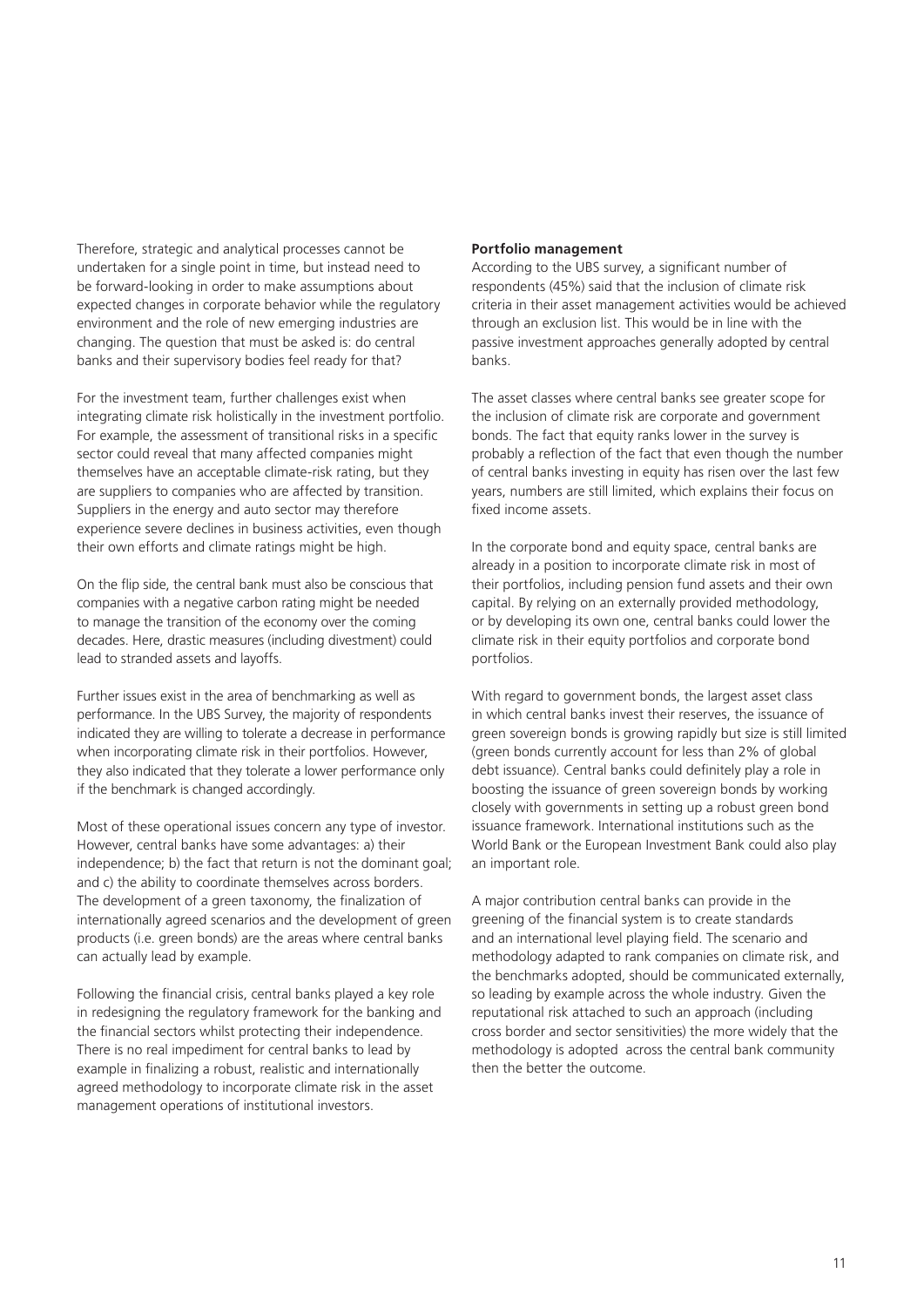Therefore, strategic and analytical processes cannot be undertaken for a single point in time, but instead need to be forward-looking in order to make assumptions about expected changes in corporate behavior while the regulatory environment and the role of new emerging industries are changing. The question that must be asked is: do central banks and their supervisory bodies feel ready for that?

For the investment team, further challenges exist when integrating climate risk holistically in the investment portfolio. For example, the assessment of transitional risks in a specific sector could reveal that many affected companies might themselves have an acceptable climate-risk rating, but they are suppliers to companies who are affected by transition. Suppliers in the energy and auto sector may therefore experience severe declines in business activities, even though their own efforts and climate ratings might be high.

On the flip side, the central bank must also be conscious that companies with a negative carbon rating might be needed to manage the transition of the economy over the coming decades. Here, drastic measures (including divestment) could lead to stranded assets and layoffs.

Further issues exist in the area of benchmarking as well as performance. In the UBS Survey, the majority of respondents indicated they are willing to tolerate a decrease in performance when incorporating climate risk in their portfolios. However, they also indicated that they tolerate a lower performance only if the benchmark is changed accordingly.

Most of these operational issues concern any type of investor. However, central banks have some advantages: a) their independence; b) the fact that return is not the dominant goal; and c) the ability to coordinate themselves across borders. The development of a green taxonomy, the finalization of internationally agreed scenarios and the development of green products (i.e. green bonds) are the areas where central banks can actually lead by example.

Following the financial crisis, central banks played a key role in redesigning the regulatory framework for the banking and the financial sectors whilst protecting their independence. There is no real impediment for central banks to lead by example in finalizing a robust, realistic and internationally agreed methodology to incorporate climate risk in the asset management operations of institutional investors.

**Portfolio management**

According to the UBS survey, a significant number of respondents (45%) said that the inclusion of climate risk criteria in their asset management activities would be achieved through an exclusion list. This would be in line with the passive investment approaches generally adopted by central banks.

The asset classes where central banks see greater scope for the inclusion of climate risk are corporate and government bonds. The fact that equity ranks lower in the survey is probably a reflection of the fact that even though the number of central banks investing in equity has risen over the last few years, numbers are still limited, which explains their focus on fixed income assets.

In the corporate bond and equity space, central banks are already in a position to incorporate climate risk in most of their portfolios, including pension fund assets and their own capital. By relying on an externally provided methodology, or by developing its own one, central banks could lower the climate risk in their equity portfolios and corporate bond portfolios.

With regard to government bonds, the largest asset class in which central banks invest their reserves, the issuance of green sovereign bonds is growing rapidly but size is still limited (green bonds currently account for less than 2% of global debt issuance). Central banks could definitely play a role in boosting the issuance of green sovereign bonds by working closely with governments in setting up a robust green bond issuance framework. International institutions such as the World Bank or the European Investment Bank could also play an important role.

A major contribution central banks can provide in the greening of the financial system is to create standards and an international level playing field. The scenario and methodology adapted to rank companies on climate risk, and the benchmarks adopted, should be communicated externally, so leading by example across the whole industry. Given the reputational risk attached to such an approach (including cross border and sector sensitivities) the more widely that the methodology is adopted across the central bank community then the better the outcome.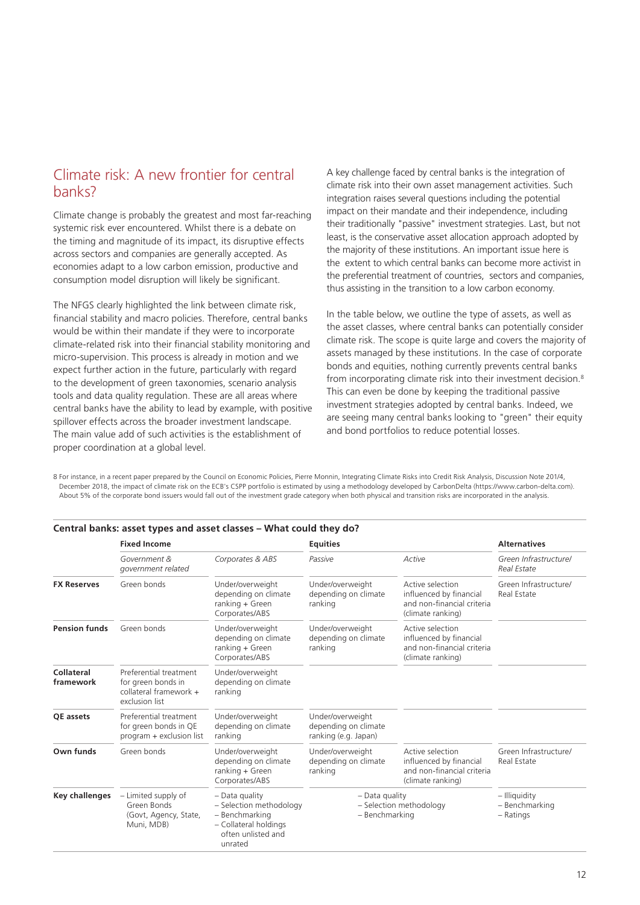## Climate risk: A new frontier for central banks?

Climate change is probably the greatest and most far-reaching systemic risk ever encountered. Whilst there is a debate on the timing and magnitude of its impact, its disruptive effects across sectors and companies are generally accepted. As economies adapt to a low carbon emission, productive and consumption model disruption will likely be significant.

The NFGS clearly highlighted the link between climate risk, financial stability and macro policies. Therefore, central banks would be within their mandate if they were to incorporate climate-related risk into their financial stability monitoring and micro-supervision. This process is already in motion and we expect further action in the future, particularly with regard to the development of green taxonomies, scenario analysis tools and data quality regulation. These are all areas where central banks have the ability to lead by example, with positive spillover effects across the broader investment landscape. The main value add of such activities is the establishment of proper coordination at a global level.

A key challenge faced by central banks is the integration of climate risk into their own asset management activities. Such integration raises several questions including the potential impact on their mandate and their independence, including their traditionally "passive" investment strategies. Last, but not least, is the conservative asset allocation approach adopted by the majority of these institutions. An important issue here is the extent to which central banks can become more activist in the preferential treatment of countries, sectors and companies, thus assisting in the transition to a low carbon economy.

In the table below, we outline the type of assets, as well as the asset classes, where central banks can potentially consider climate risk. The scope is quite large and covers the majority of assets managed by these institutions. In the case of corporate bonds and equities, nothing currently prevents central banks from incorporating climate risk into their investment decision.[8] This can even be done by keeping the traditional passive investment strategies adopted by central banks. Indeed, we are seeing many central banks looking to "green" their equity and bond portfolios to reduce potential losses.

8 For instance, in a recent paper prepared by the Council on Economic Policies, Pierre Monnin, Integrating Climate Risks into Credit Risk Analysis, Discussion Note 201/4, December 2018, the impact of climate risk on the ECB's CSPP portfolio is estimated by using a methodology developed by CarbonDelta (https://www.carbon-delta.com). About 5% of the corporate bond issuers would fall out of the investment grade category when both physical and transition risks are incorporated in the analysis.

**Central banks: asset types and asset classes – What could they do?**

| | **Fixed Income** | | **Equities** | | **Alternatives** |
|---|---|---|---|---|---|
| | *Government & government related* | *Corporates & ABS* | *Passive* | *Active* | *Green Infrastructure/ Real Estate* |
| **FX Reserves** | Green bonds | Under/overweight depending on climate ranking + Green Corporates/ABS | Under/overweight depending on climate ranking | Active selection influenced by financial and non-financial criteria (climate ranking) | Green Infrastructure/ Real Estate |
| **Pension funds** | Green bonds | Under/overweight depending on climate ranking + Green Corporates/ABS | Under/overweight depending on climate ranking | Active selection influenced by financial and non-financial criteria (climate ranking) | |
| **Collateral framework** | Preferential treatment for green bonds in collateral framework + exclusion list | Under/overweight depending on climate ranking | | | |
| **QE assets** | Preferential treatment for green bonds in QE program + exclusion list | Under/overweight depending on climate ranking | Under/overweight depending on climate ranking (e.g. Japan) | | |
| **Own funds** | Green bonds | Under/overweight depending on climate ranking + Green Corporates/ABS | Under/overweight depending on climate ranking | Active selection influenced by financial and non-financial criteria (climate ranking) | Green Infrastructure/ Real Estate |
| **Key challenges** | – Limited supply of Green Bonds (Govt, Agency, State, Muni, MDB) | – Data quality<br>– Selection methodology<br>– Benchmarking<br>– Collateral holdings often unlisted and unrated | – Data quality<br>– Selection methodology<br>– Benchmarking | | – Illiquidity<br>– Benchmarking<br>– Ratings |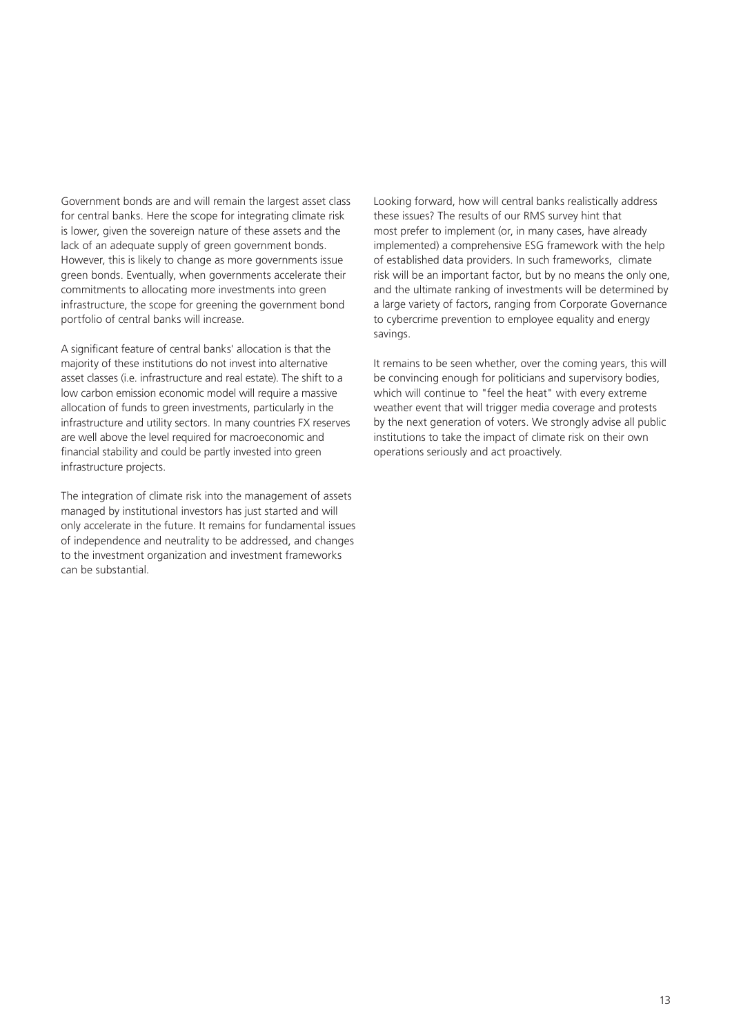Government bonds are and will remain the largest asset class for central banks. Here the scope for integrating climate risk is lower, given the sovereign nature of these assets and the lack of an adequate supply of green government bonds. However, this is likely to change as more governments issue green bonds. Eventually, when governments accelerate their commitments to allocating more investments into green infrastructure, the scope for greening the government bond portfolio of central banks will increase.

A significant feature of central banks' allocation is that the majority of these institutions do not invest into alternative asset classes (i.e. infrastructure and real estate). The shift to a low carbon emission economic model will require a massive allocation of funds to green investments, particularly in the infrastructure and utility sectors. In many countries FX reserves are well above the level required for macroeconomic and financial stability and could be partly invested into green infrastructure projects.

The integration of climate risk into the management of assets managed by institutional investors has just started and will only accelerate in the future. It remains for fundamental issues of independence and neutrality to be addressed, and changes to the investment organization and investment frameworks can be substantial.

Looking forward, how will central banks realistically address these issues? The results of our RMS survey hint that most prefer to implement (or, in many cases, have already implemented) a comprehensive ESG framework with the help of established data providers. In such frameworks, climate risk will be an important factor, but by no means the only one, and the ultimate ranking of investments will be determined by a large variety of factors, ranging from Corporate Governance to cybercrime prevention to employee equality and energy savings.

It remains to be seen whether, over the coming years, this will be convincing enough for politicians and supervisory bodies, which will continue to "feel the heat" with every extreme weather event that will trigger media coverage and protests by the next generation of voters. We strongly advise all public institutions to take the impact of climate risk on their own operations seriously and act proactively.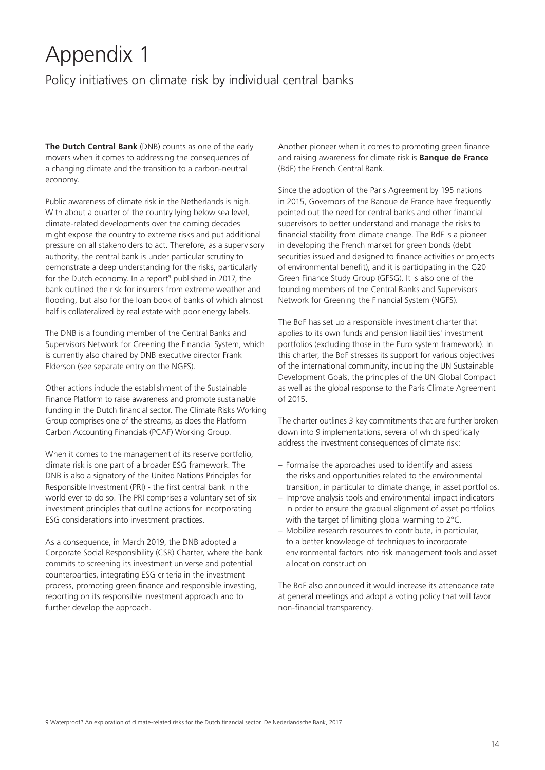# Appendix 1

## Policy initiatives on climate risk by individual central banks

**The Dutch Central Bank** (DNB) counts as one of the early movers when it comes to addressing the consequences of a changing climate and the transition to a carbon-neutral economy.

Public awareness of climate risk in the Netherlands is high. With about a quarter of the country lying below sea level, climate-related developments over the coming decades might expose the country to extreme risks and put additional pressure on all stakeholders to act. Therefore, as a supervisory authority, the central bank is under particular scrutiny to demonstrate a deep understanding for the risks, particularly for the Dutch economy. In a report[9] published in 2017, the bank outlined the risk for insurers from extreme weather and flooding, but also for the loan book of banks of which almost half is collateralized by real estate with poor energy labels.

The DNB is a founding member of the Central Banks and Supervisors Network for Greening the Financial System, which is currently also chaired by DNB executive director Frank Elderson (see separate entry on the NGFS).

Other actions include the establishment of the Sustainable Finance Platform to raise awareness and promote sustainable funding in the Dutch financial sector. The Climate Risks Working Group comprises one of the streams, as does the Platform Carbon Accounting Financials (PCAF) Working Group.

When it comes to the management of its reserve portfolio, climate risk is one part of a broader ESG framework. The DNB is also a signatory of the United Nations Principles for Responsible Investment (PRI) - the first central bank in the world ever to do so. The PRI comprises a voluntary set of six investment principles that outline actions for incorporating ESG considerations into investment practices.

As a consequence, in March 2019, the DNB adopted a Corporate Social Responsibility (CSR) Charter, where the bank commits to screening its investment universe and potential counterparties, integrating ESG criteria in the investment process, promoting green finance and responsible investing, reporting on its responsible investment approach and to further develop the approach.

Another pioneer when it comes to promoting green finance and raising awareness for climate risk is **Banque de France** (BdF) the French Central Bank.

Since the adoption of the Paris Agreement by 195 nations in 2015, Governors of the Banque de France have frequently pointed out the need for central banks and other financial supervisors to better understand and manage the risks to financial stability from climate change. The BdF is a pioneer in developing the French market for green bonds (debt securities issued and designed to finance activities or projects of environmental benefit), and it is participating in the G20 Green Finance Study Group (GFSG). It is also one of the founding members of the Central Banks and Supervisors Network for Greening the Financial System (NGFS).

The BdF has set up a responsible investment charter that applies to its own funds and pension liabilities' investment portfolios (excluding those in the Euro system framework). In this charter, the BdF stresses its support for various objectives of the international community, including the UN Sustainable Development Goals, the principles of the UN Global Compact as well as the global response to the Paris Climate Agreement of 2015.

The charter outlines 3 key commitments that are further broken down into 9 implementations, several of which specifically address the investment consequences of climate risk:

- Formalise the approaches used to identify and assess the risks and opportunities related to the environmental transition, in particular to climate change, in asset portfolios.
- Improve analysis tools and environmental impact indicators in order to ensure the gradual alignment of asset portfolios with the target of limiting global warming to 2°C.
- Mobilize research resources to contribute, in particular, to a better knowledge of techniques to incorporate environmental factors into risk management tools and asset allocation construction

The BdF also announced it would increase its attendance rate at general meetings and adopt a voting policy that will favor non-financial transparency.

9 Waterproof? An exploration of climate-related risks for the Dutch financial sector. De Nederlandsche Bank, 2017.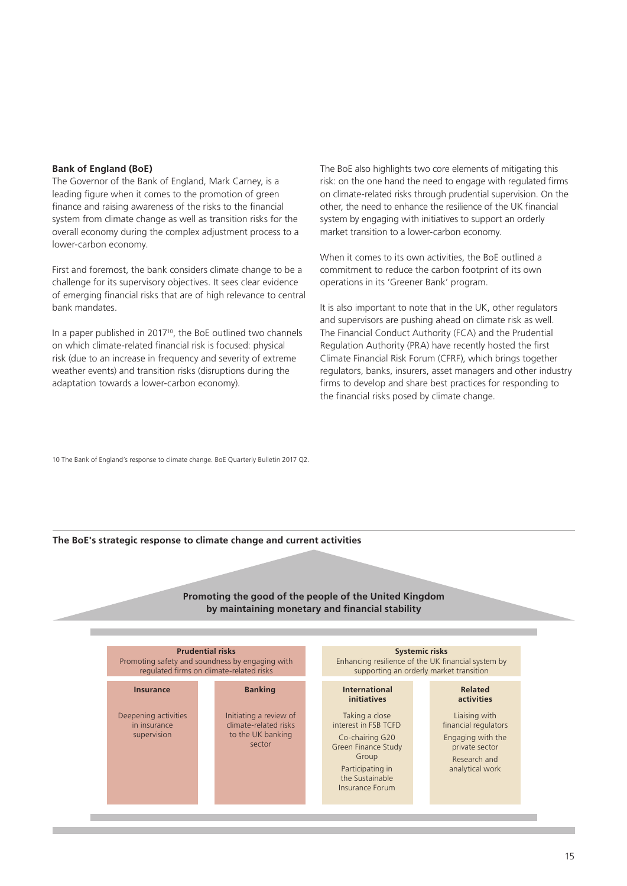**Bank of England (BoE)**

The Governor of the Bank of England, Mark Carney, is a leading figure when it comes to the promotion of green finance and raising awareness of the risks to the financial system from climate change as well as transition risks for the overall economy during the complex adjustment process to a lower-carbon economy.

First and foremost, the bank considers climate change to be a challenge for its supervisory objectives. It sees clear evidence of emerging financial risks that are of high relevance to central bank mandates.

In a paper published in 2017[10], the BoE outlined two channels on which climate-related financial risk is focused: physical risk (due to an increase in frequency and severity of extreme weather events) and transition risks (disruptions during the adaptation towards a lower-carbon economy).

The BoE also highlights two core elements of mitigating this risk: on the one hand the need to engage with regulated firms on climate-related risks through prudential supervision. On the other, the need to enhance the resilience of the UK financial system by engaging with initiatives to support an orderly market transition to a lower-carbon economy.

When it comes to its own activities, the BoE outlined a commitment to reduce the carbon footprint of its own operations in its 'Greener Bank' program.

It is also important to note that in the UK, other regulators and supervisors are pushing ahead on climate risk as well. The Financial Conduct Authority (FCA) and the Prudential Regulation Authority (PRA) have recently hosted the first Climate Financial Risk Forum (CFRF), which brings together regulators, banks, insurers, asset managers and other industry firms to develop and share best practices for responding to the financial risks posed by climate change.

10 The Bank of England's response to climate change. BoE Quarterly Bulletin 2017 Q2.

**The BoE's strategic response to climate change and current activities**

**Promoting the good of the people of the United Kingdom by maintaining monetary and financial stability**

| **Prudential risks**<br>Promoting safety and soundness by engaging with regulated firms on climate-related risks | | **Systemic risks**<br>Enhancing resilience of the UK financial system by supporting an orderly market transition | |
|---|---|---|---|
| **Insurance** | **Banking** | **International initiatives** | **Related activities** |
| Deepening activities in insurance supervision | Initiating a review of climate-related risks to the UK banking sector | Taking a close interest in FSB TCFD<br>Co-chairing G20 Green Finance Study Group<br>Participating in the Sustainable Insurance Forum | Liaising with financial regulators<br>Engaging with the private sector<br>Research and analytical work |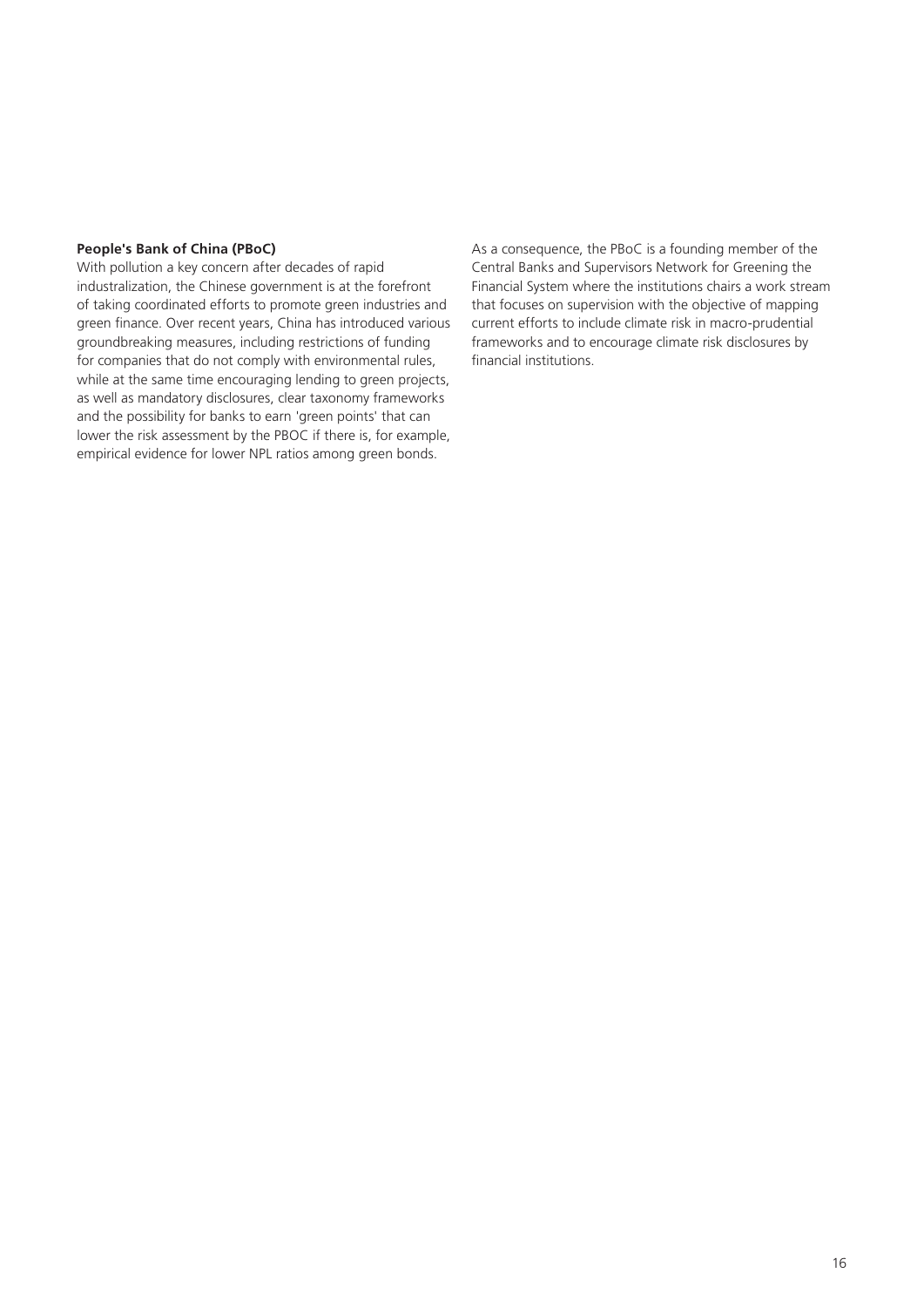**People's Bank of China (PBoC)**

With pollution a key concern after decades of rapid industralization, the Chinese government is at the forefront of taking coordinated efforts to promote green industries and green finance. Over recent years, China has introduced various groundbreaking measures, including restrictions of funding for companies that do not comply with environmental rules, while at the same time encouraging lending to green projects, as well as mandatory disclosures, clear taxonomy frameworks and the possibility for banks to earn 'green points' that can lower the risk assessment by the PBOC if there is, for example, empirical evidence for lower NPL ratios among green bonds.

As a consequence, the PBoC is a founding member of the Central Banks and Supervisors Network for Greening the Financial System where the institutions chairs a work stream that focuses on supervision with the objective of mapping current efforts to include climate risk in macro-prudential frameworks and to encourage climate risk disclosures by financial institutions.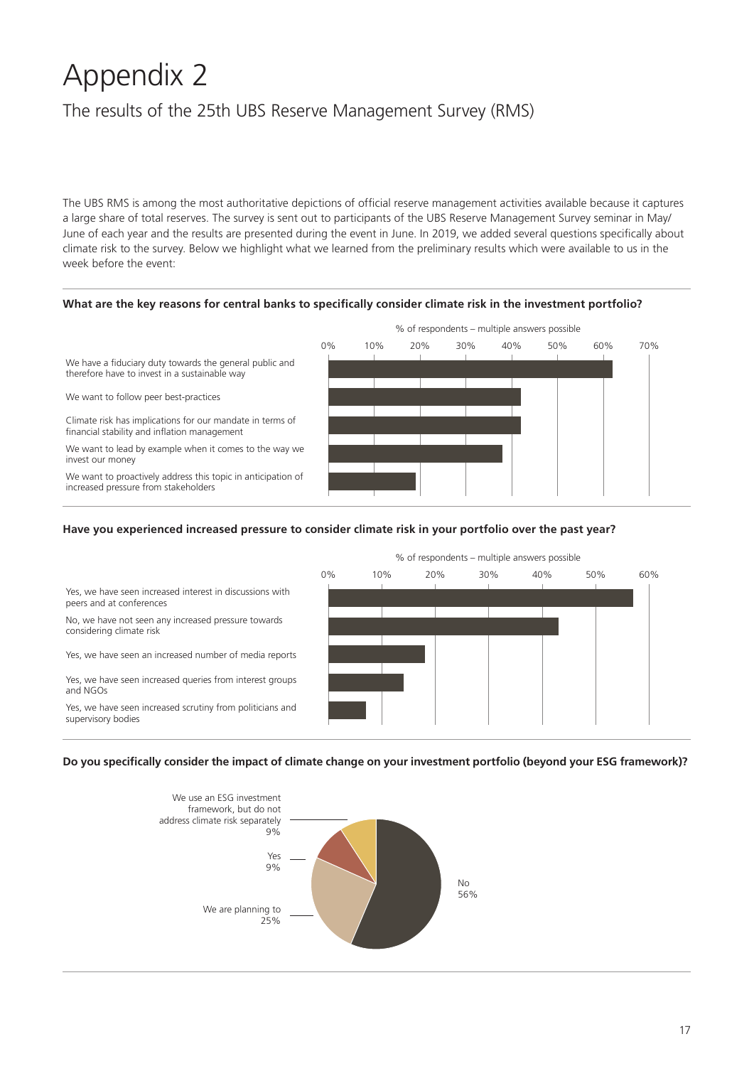# Appendix 2

## The results of the 25th UBS Reserve Management Survey (RMS)

The UBS RMS is among the most authoritative depictions of official reserve management activities available because it captures a large share of total reserves. The survey is sent out to participants of the UBS Reserve Management Survey seminar in May/June of each year and the results are presented during the event in June. In 2019, we added several questions specifically about climate risk to the survey. Below we highlight what we learned from the preliminary results which were available to us in the week before the event:

**What are the key reasons for central banks to specifically consider climate risk in the investment portfolio?**

% of respondents – multiple answers possible

- We have a fiduciary duty towards the general public and therefore have to invest in a sustainable way
- We want to follow peer best-practices
- Climate risk has implications for our mandate in terms of financial stability and inflation management
- We want to lead by example when it comes to the way we invest our money
- We want to proactively address this topic in anticipation of increased pressure from stakeholders

**Have you experienced increased pressure to consider climate risk in your portfolio over the past year?**

% of respondents – multiple answers possible

- Yes, we have seen increased interest in discussions with peers and at conferences
- No, we have not seen any increased pressure towards considering climate risk
- Yes, we have seen an increased number of media reports
- Yes, we have seen increased queries from interest groups and NGOs
- Yes, we have seen increased scrutiny from politicians and supervisory bodies

**Do you specifically consider the impact of climate change on your investment portfolio (beyond your ESG framework)?**

- No 56%
- We are planning to 25%
- Yes 9%
- We use an ESG investment framework, but do not address climate risk separately 9%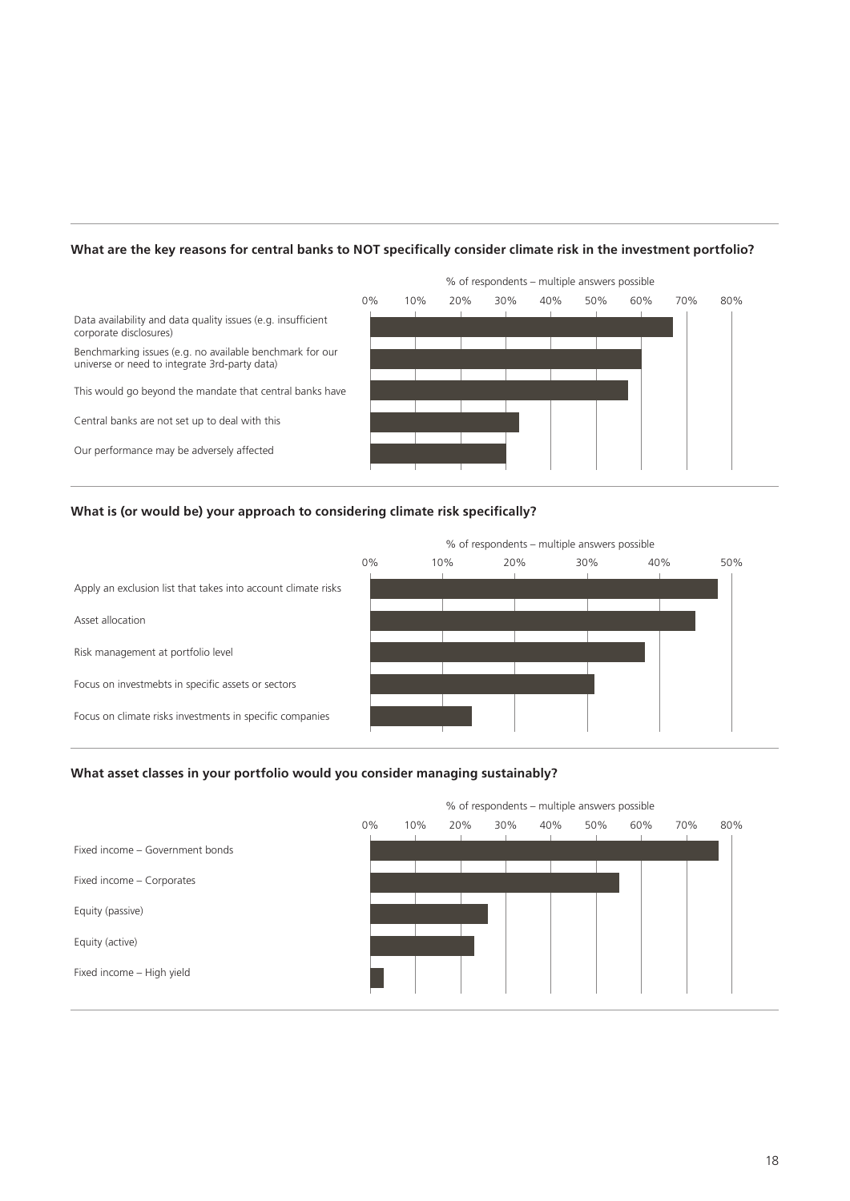**What are the key reasons for central banks to NOT specifically consider climate risk in the investment portfolio?**

% of respondents – multiple answers possible

- Data availability and data quality issues (e.g. insufficient corporate disclosures)
- Benchmarking issues (e.g. no available benchmark for our universe or need to integrate 3rd-party data)
- This would go beyond the mandate that central banks have
- Central banks are not set up to deal with this
- Our performance may be adversely affected

**What is (or would be) your approach to considering climate risk specifically?**

% of respondents – multiple answers possible

- Apply an exclusion list that takes into account climate risks
- Asset allocation
- Risk management at portfolio level
- Focus on investmebts in specific assets or sectors
- Focus on climate risks investments in specific companies

**What asset classes in your portfolio would you consider managing sustainably?**

% of respondents – multiple answers possible

- Fixed income – Government bonds
- Fixed income – Corporates
- Equity (passive)
- Equity (active)
- Fixed income – High yield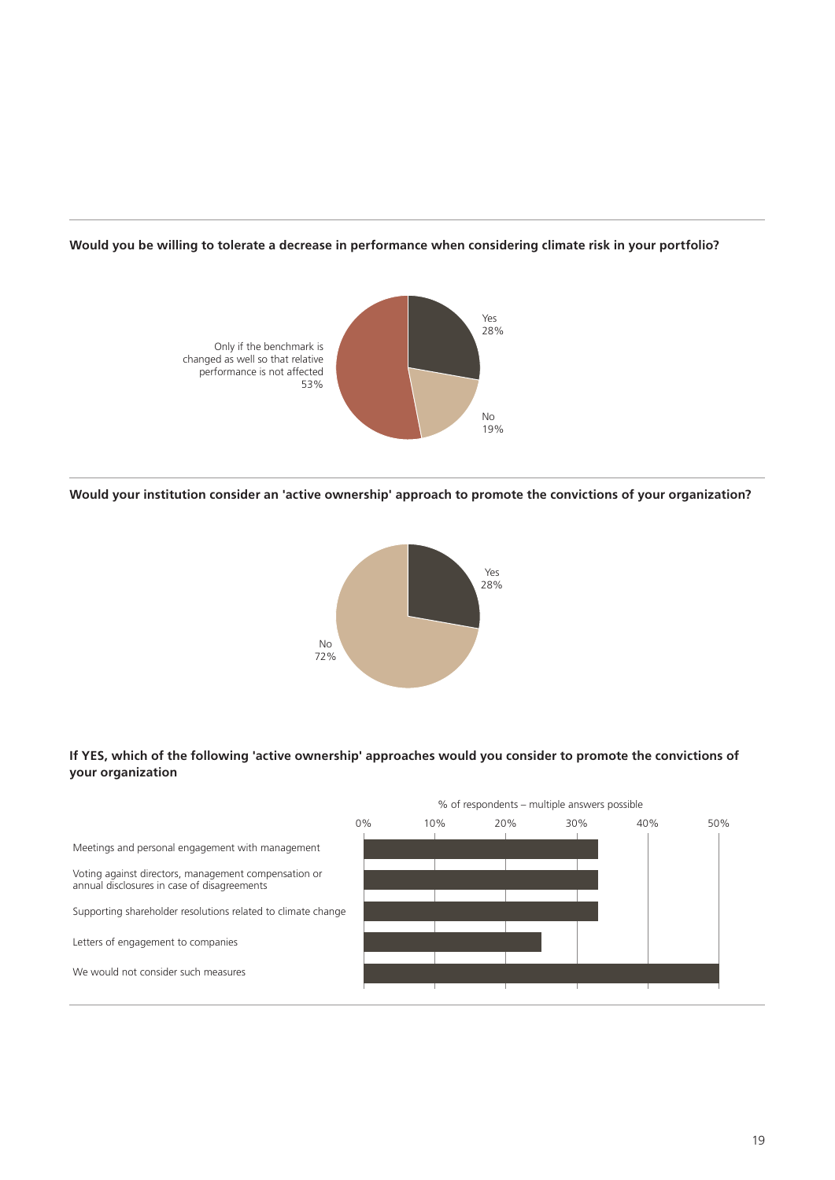**Would you be willing to tolerate a decrease in performance when considering climate risk in your portfolio?**

Yes
28%

No
19%

Only if the benchmark is changed as well so that relative performance is not affected
53%

**Would your institution consider an 'active ownership' approach to promote the convictions of your organization?**

Yes
28%

No
72%

**If YES, which of the following 'active ownership' approaches would you consider to promote the convictions of your organization**

% of respondents – multiple answers possible

0% 10% 20% 30% 40% 50%

Meetings and personal engagement with management

Voting against directors, management compensation or annual disclosures in case of disagreements

Supporting shareholder resolutions related to climate change

Letters of engagement to companies

We would not consider such measures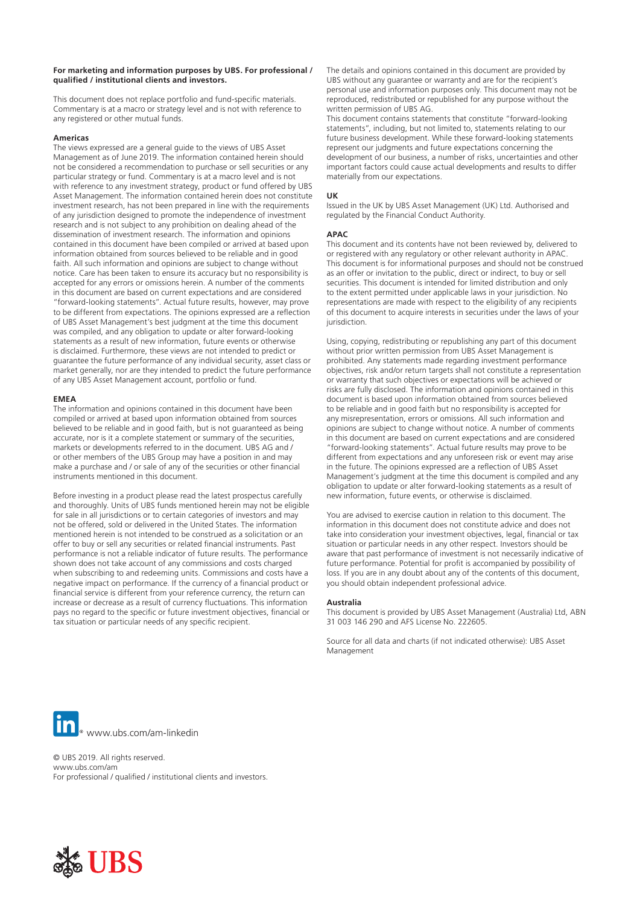**For marketing and information purposes by UBS. For professional / qualified / institutional clients and investors.**

This document does not replace portfolio and fund-specific materials. Commentary is at a macro or strategy level and is not with reference to any registered or other mutual funds.

**Americas**

The views expressed are a general guide to the views of UBS Asset Management as of June 2019. The information contained herein should not be considered a recommendation to purchase or sell securities or any particular strategy or fund. Commentary is at a macro level and is not with reference to any investment strategy, product or fund offered by UBS Asset Management. The information contained herein does not constitute investment research, has not been prepared in line with the requirements of any jurisdiction designed to promote the independence of investment research and is not subject to any prohibition on dealing ahead of the dissemination of investment research. The information and opinions contained in this document have been compiled or arrived at based upon information obtained from sources believed to be reliable and in good faith. All such information and opinions are subject to change without notice. Care has been taken to ensure its accuracy but no responsibility is accepted for any errors or omissions herein. A number of the comments in this document are based on current expectations and are considered "forward-looking statements". Actual future results, however, may prove to be different from expectations. The opinions expressed are a reflection of UBS Asset Management's best judgment at the time this document was compiled, and any obligation to update or alter forward-looking statements as a result of new information, future events or otherwise is disclaimed. Furthermore, these views are not intended to predict or guarantee the future performance of any individual security, asset class or market generally, nor are they intended to predict the future performance of any UBS Asset Management account, portfolio or fund.

**EMEA**

The information and opinions contained in this document have been compiled or arrived at based upon information obtained from sources believed to be reliable and in good faith, but is not guaranteed as being accurate, nor is it a complete statement or summary of the securities, markets or developments referred to in the document. UBS AG and / or other members of the UBS Group may have a position in and may make a purchase and / or sale of any of the securities or other financial instruments mentioned in this document.

Before investing in a product please read the latest prospectus carefully and thoroughly. Units of UBS funds mentioned herein may not be eligible for sale in all jurisdictions or to certain categories of investors and may not be offered, sold or delivered in the United States. The information mentioned herein is not intended to be construed as a solicitation or an offer to buy or sell any securities or related financial instruments. Past performance is not a reliable indicator of future results. The performance shown does not take account of any commissions and costs charged when subscribing to and redeeming units. Commissions and costs have a negative impact on performance. If the currency of a financial product or financial service is different from your reference currency, the return can increase or decrease as a result of currency fluctuations. This information pays no regard to the specific or future investment objectives, financial or tax situation or particular needs of any specific recipient.

The details and opinions contained in this document are provided by UBS without any guarantee or warranty and are for the recipient's personal use and information purposes only. This document may not be reproduced, redistributed or republished for any purpose without the written permission of UBS AG.
This document contains statements that constitute "forward-looking statements", including, but not limited to, statements relating to our future business development. While these forward-looking statements represent our judgments and future expectations concerning the development of our business, a number of risks, uncertainties and other important factors could cause actual developments and results to differ materially from our expectations.

**UK**

Issued in the UK by UBS Asset Management (UK) Ltd. Authorised and regulated by the Financial Conduct Authority.

**APAC**

This document and its contents have not been reviewed by, delivered to or registered with any regulatory or other relevant authority in APAC. This document is for informational purposes and should not be construed as an offer or invitation to the public, direct or indirect, to buy or sell securities. This document is intended for limited distribution and only to the extent permitted under applicable laws in your jurisdiction. No representations are made with respect to the eligibility of any recipients of this document to acquire interests in securities under the laws of your jurisdiction.

Using, copying, redistributing or republishing any part of this document without prior written permission from UBS Asset Management is prohibited. Any statements made regarding investment performance objectives, risk and/or return targets shall not constitute a representation or warranty that such objectives or expectations will be achieved or risks are fully disclosed. The information and opinions contained in this document is based upon information obtained from sources believed to be reliable and in good faith but no responsibility is accepted for any misrepresentation, errors or omissions. All such information and opinions are subject to change without notice. A number of comments in this document are based on current expectations and are considered "forward-looking statements". Actual future results may prove to be different from expectations and any unforeseen risk or event may arise in the future. The opinions expressed are a reflection of UBS Asset Management's judgment at the time this document is compiled and any obligation to update or alter forward-looking statements as a result of new information, future events, or otherwise is disclaimed.

You are advised to exercise caution in relation to this document. The information in this document does not constitute advice and does not take into consideration your investment objectives, legal, financial or tax situation or particular needs in any other respect. Investors should be aware that past performance of investment is not necessarily indicative of future performance. Potential for profit is accompanied by possibility of loss. If you are in any doubt about any of the contents of this document, you should obtain independent professional advice.

**Australia**

This document is provided by UBS Asset Management (Australia) Ltd, ABN 31 003 146 290 and AFS License No. 222605.

Source for all data and charts (if not indicated otherwise): UBS Asset Management

www.ubs.com/am-linkedin

© UBS 2019. All rights reserved.
www.ubs.com/am
For professional / qualified / institutional clients and investors.

UBS